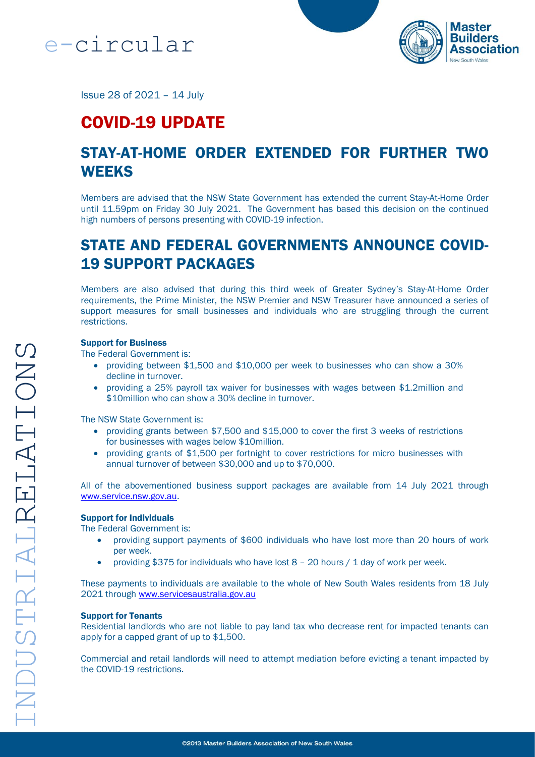e-circular

Issue 28 of 2021 – 14 July

# COVID-19 UPDATE

## STAY-AT-HOME ORDER EXTENDED FOR FURTHER TWO WEEKS

Members are advised that the NSW State Government has extended the current Stay-At-Home Order until 11.59pm on Friday 30 July 2021. The Government has based this decision on the continued high numbers of persons presenting with COVID-19 infection.

## STATE AND FEDERAL GOVERNMENTS ANNOUNCE COVID-19 SUPPORT PACKAGES

Members are also advised that during this third week of Greater Sydney's Stay-At-Home Order requirements, the Prime Minister, the NSW Premier and NSW Treasurer have announced a series of support measures for small businesses and individuals who are struggling through the current restrictions.

### Support for Business

The Federal Government is:

- providing between $1,500 and $10,000 per week to businesses who can show a 30% decline in turnover.
- providing a 25% payroll tax waiver for businesses with wages between $1.2million and $10million who can show a 30% decline in turnover.

The NSW State Government is:

- providing grants between $7,500 and $15,000 to cover the first 3 weeks of restrictions for businesses with wages below $10million.
- providing grants of $1,500 per fortnight to cover restrictions for micro businesses with annual turnover of between $30,000 and up to $70,000.

All of the abovementioned business support packages are available from 14 July 2021 through www.service.nsw.gov.au.

### Support for Individuals

The Federal Government is:

- providing support payments of $600 individuals who have lost more than 20 hours of work per week.
- providing $375 for individuals who have lost 8 – 20 hours / 1 day of work per week.

These payments to individuals are available to the whole of New South Wales residents from 18 July 2021 through www.servicesaustralia.gov.au

### Support for Tenants

Residential landlords who are not liable to pay land tax who decrease rent for impacted tenants can apply for a capped grant of up to $1,500.

Commercial and retail landlords will need to attempt mediation before evicting a tenant impacted by the COVID-19 restrictions.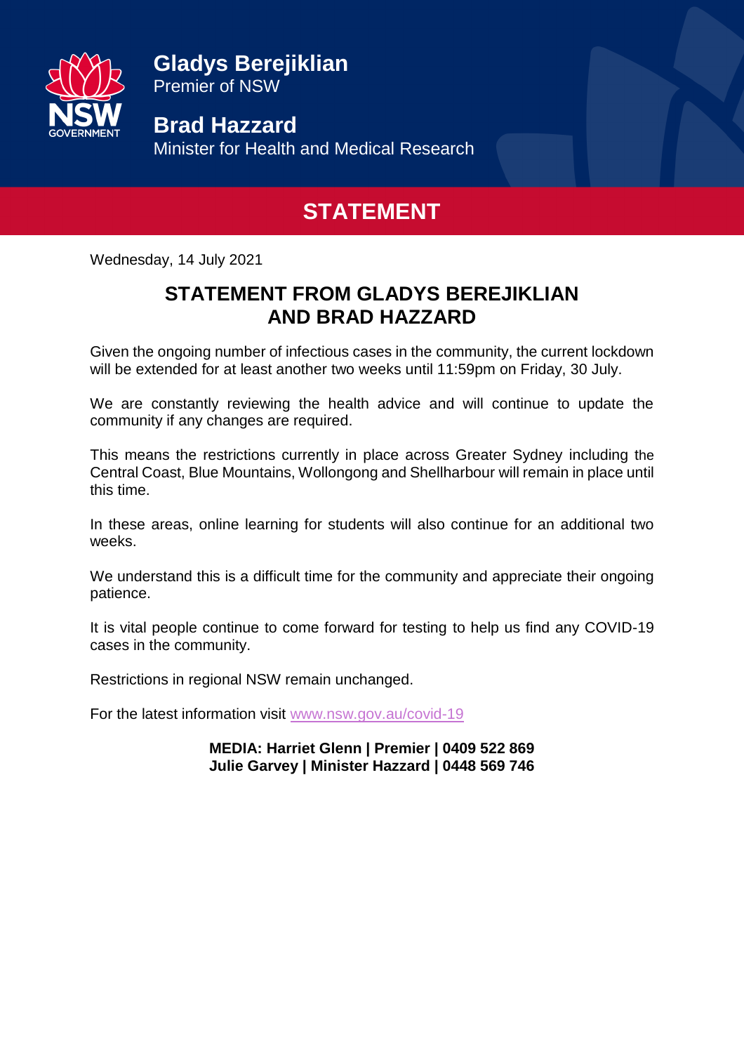**Gladys Berejiklian**
Premier of NSW

**Brad Hazzard**
Minister for Health and Medical Research

# STATEMENT

Wednesday, 14 July 2021

## STATEMENT FROM GLADYS BEREJIKLIAN AND BRAD HAZZARD

Given the ongoing number of infectious cases in the community, the current lockdown will be extended for at least another two weeks until 11:59pm on Friday, 30 July.

We are constantly reviewing the health advice and will continue to update the community if any changes are required.

This means the restrictions currently in place across Greater Sydney including the Central Coast, Blue Mountains, Wollongong and Shellharbour will remain in place until this time.

In these areas, online learning for students will also continue for an additional two weeks.

We understand this is a difficult time for the community and appreciate their ongoing patience.

It is vital people continue to come forward for testing to help us find any COVID-19 cases in the community.

Restrictions in regional NSW remain unchanged.

For the latest information visit [www.nsw.gov.au/covid-19](http://www.nsw.gov.au/covid-19)

**MEDIA: Harriet Glenn | Premier | 0409 522 869**
**Julie Garvey | Minister Hazzard | 0448 569 746**